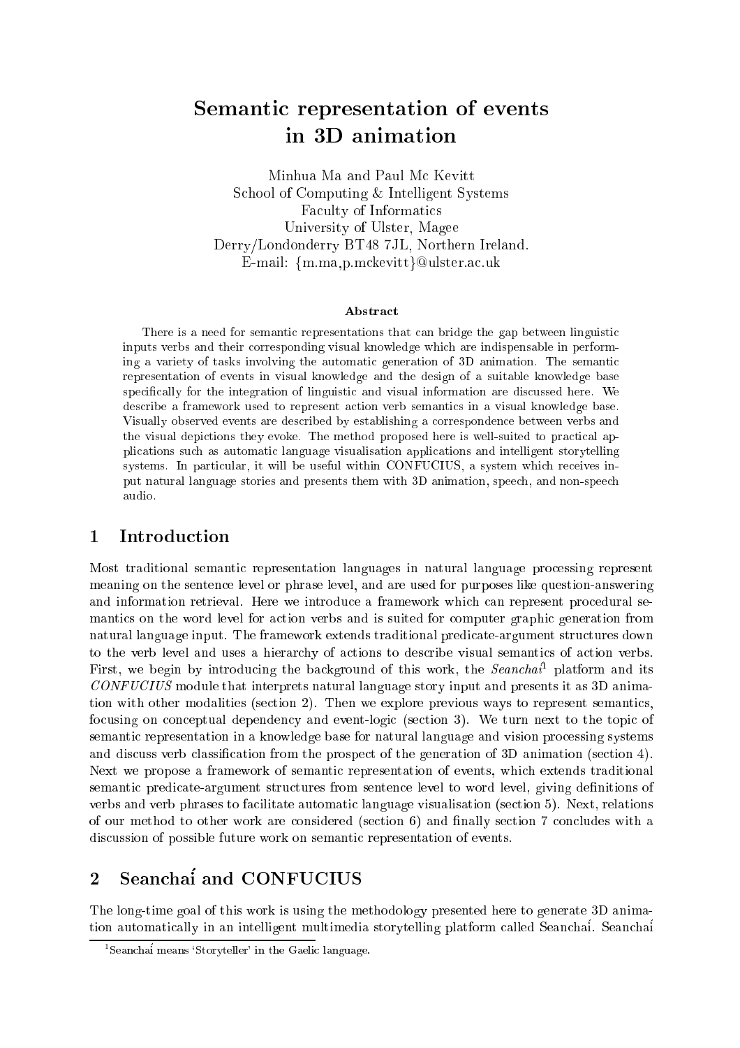# Semantic representation of events in 3D animation

Minhua Ma and Paul Mc Kevitt
School of Computing & Intelligent Systems
Faculty of Informatics
University of Ulster, Magee
Derry/Londonderry BT48 7JL, Northern Ireland.
E-mail: {m.ma,p.mckevitt}@ulster.ac.uk

### Abstract

There is a need for semantic representations that can bridge the gap between linguistic inputs verbs and their corresponding visual knowledge which are indispensable in performing a variety of tasks involving the automatic generation of 3D animation. The semantic representation of events in visual knowledge and the design of a suitable knowledge base specifically for the integration of linguistic and visual information are discussed here. We describe a framework used to represent action verb semantics in a visual knowledge base. Visually observed events are described by establishing a correspondence between verbs and the visual depictions they evoke. The method proposed here is well-suited to practical applications such as automatic language visualisation applications and intelligent storytelling systems. In particular, it will be useful within CONFUCIUS, a system which receives input natural language stories and presents them with 3D animation, speech, and non-speech audio.

## 1 Introduction

Most traditional semantic representation languages in natural language processing represent meaning on the sentence level or phrase level, and are used for purposes like question-answering and information retrieval. Here we introduce a framework which can represent procedural semantics on the word level for action verbs and is suited for computer graphic generation from natural language input. The framework extends traditional predicate-argument structures down to the verb level and uses a hierarchy of actions to describe visual semantics of action verbs. First, we begin by introducing the background of this work, the *Seanchaí*[1] platform and its *CONFUCIUS* module that interprets natural language story input and presents it as 3D animation with other modalities (section 2). Then we explore previous ways to represent semantics, focusing on conceptual dependency and event-logic (section 3). We turn next to the topic of semantic representation in a knowledge base for natural language and vision processing systems and discuss verb classification from the prospect of the generation of 3D animation (section 4). Next we propose a framework of semantic representation of events, which extends traditional semantic predicate-argument structures from sentence level to word level, giving definitions of verbs and verb phrases to facilitate automatic language visualisation (section 5). Next, relations of our method to other work are considered (section 6) and finally section 7 concludes with a discussion of possible future work on semantic representation of events.

## 2 Seanchaí and CONFUCIUS

The long-time goal of this work is using the methodology presented here to generate 3D animation automatically in an intelligent multimedia storytelling platform called Seanchaí. Seanchaí

[1] Seanchaí means 'Storyteller' in the Gaelic language.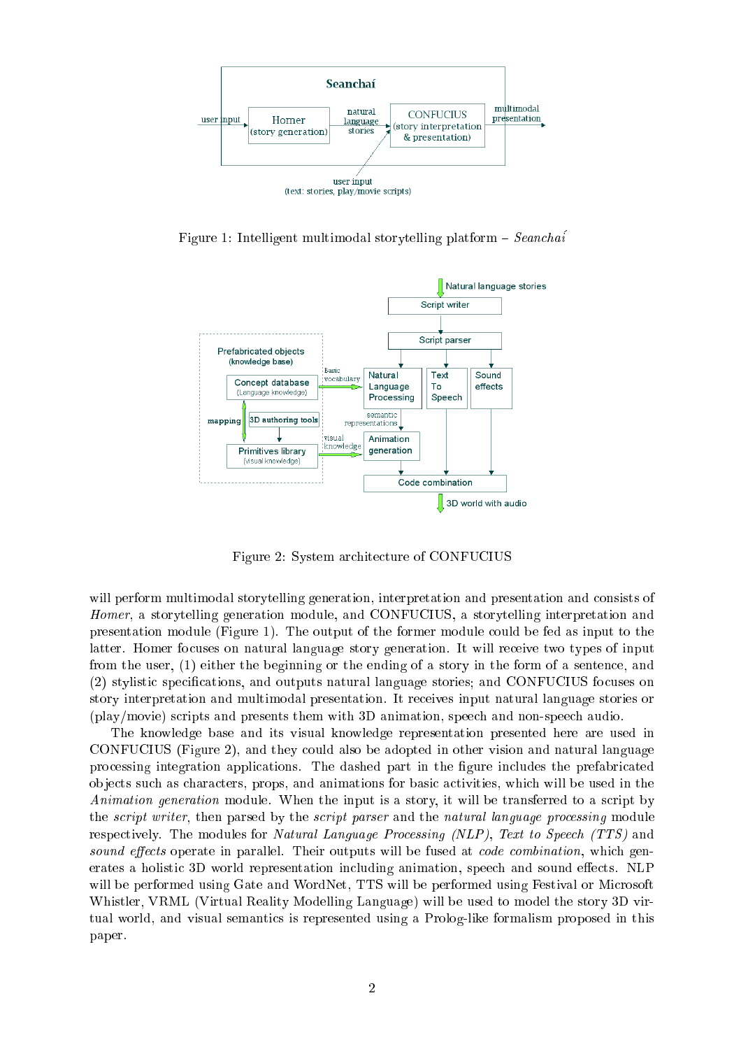Seanchaí

user input

Homer
(story generation)

natural language stories

CONFUCIUS
(story interpretation & presentation)

multimodal presentation

user input
(text: stories, play/movie scripts)

Figure 1: Intelligent multimodal storytelling platform – *Seanchaí*

Natural language stories

Script writer

Script parser

Prefabricated objects
(knowledge base)

Concept database
(Language knowledge)

Basic vocabulary

Natural Language Processing

Text To Speech

Sound effects

mapping

3D authoring tools

semantic representations

visual knowledge

Primitives library
(visual knowledge)

Animation generation

Code combination

3D world with audio

Figure 2: System architecture of CONFUCIUS

will perform multimodal storytelling generation, interpretation and presentation and consists of *Homer*, a storytelling generation module, and CONFUCIUS, a storytelling interpretation and presentation module (Figure 1). The output of the former module could be fed as input to the latter. Homer focuses on natural language story generation. It will receive two types of input from the user, (1) either the beginning or the ending of a story in the form of a sentence, and (2) stylistic specifications, and outputs natural language stories; and CONFUCIUS focuses on story interpretation and multimodal presentation. It receives input natural language stories or (play/movie) scripts and presents them with 3D animation, speech and non-speech audio.

The knowledge base and its visual knowledge representation presented here are used in CONFUCIUS (Figure 2), and they could also be adopted in other vision and natural language processing integration applications. The dashed part in the figure includes the prefabricated objects such as characters, props, and animations for basic activities, which will be used in the *Animation generation* module. When the input is a story, it will be transferred to a script by the *script writer*, then parsed by the *script parser* and the *natural language processing* module respectively. The modules for *Natural Language Processing (NLP)*, *Text to Speech (TTS)* and *sound effects* operate in parallel. Their outputs will be fused at *code combination*, which generates a holistic 3D world representation including animation, speech and sound effects. NLP will be performed using Gate and WordNet, TTS will be performed using Festival or Microsoft Whistler, VRML (Virtual Reality Modelling Language) will be used to model the story 3D virtual world, and visual semantics is represented using a Prolog-like formalism proposed in this paper.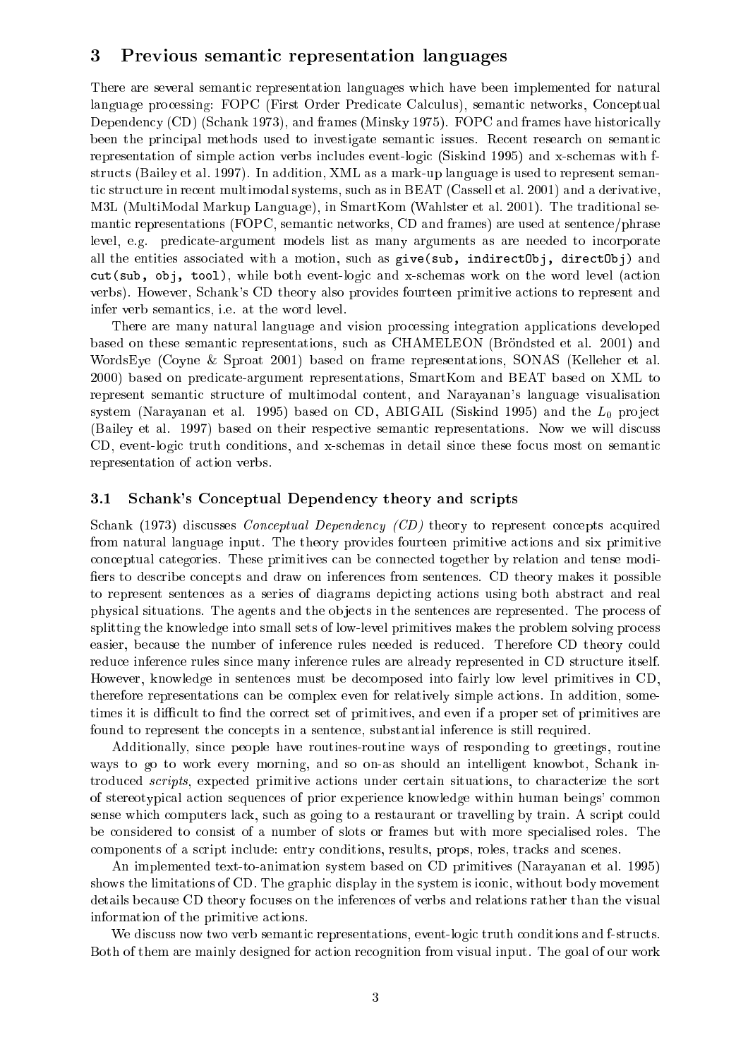## 3 Previous semantic representation languages

There are several semantic representation languages which have been implemented for natural language processing: FOPC (First Order Predicate Calculus), semantic networks, Conceptual Dependency (CD) (Schank 1973), and frames (Minsky 1975). FOPC and frames have historically been the principal methods used to investigate semantic issues. Recent research on semantic representation of simple action verbs includes event-logic (Siskind 1995) and x-schemas with f-structs (Bailey et al. 1997). In addition, XML as a mark-up language is used to represent semantic structure in recent multimodal systems, such as in BEAT (Cassell et al. 2001) and a derivative, M3L (MultiModal Markup Language), in SmartKom (Wahlster et al. 2001). The traditional semantic representations (FOPC, semantic networks, CD and frames) are used at sentence/phrase level, e.g. predicate-argument models list as many arguments as are needed to incorporate all the entities associated with a motion, such as `give(sub, indirectObj, directObj)` and `cut(sub, obj, tool)`, while both event-logic and x-schemas work on the word level (action verbs). However, Schank's CD theory also provides fourteen primitive actions to represent and infer verb semantics, i.e. at the word level.

There are many natural language and vision processing integration applications developed based on these semantic representations, such as CHAMELEON (Bröndsted et al. 2001) and WordsEye (Coyne & Sproat 2001) based on frame representations, SONAS (Kelleher et al. 2000) based on predicate-argument representations, SmartKom and BEAT based on XML to represent semantic structure of multimodal content, and Narayanan's language visualisation system (Narayanan et al. 1995) based on CD, ABIGAIL (Siskind 1995) and the $L_0$ project (Bailey et al. 1997) based on their respective semantic representations. Now we will discuss CD, event-logic truth conditions, and x-schemas in detail since these focus most on semantic representation of action verbs.

### 3.1 Schank's Conceptual Dependency theory and scripts

Schank (1973) discusses *Conceptual Dependency (CD)* theory to represent concepts acquired from natural language input. The theory provides fourteen primitive actions and six primitive conceptual categories. These primitives can be connected together by relation and tense modifiers to describe concepts and draw on inferences from sentences. CD theory makes it possible to represent sentences as a series of diagrams depicting actions using both abstract and real physical situations. The agents and the objects in the sentences are represented. The process of splitting the knowledge into small sets of low-level primitives makes the problem solving process easier, because the number of inference rules needed is reduced. Therefore CD theory could reduce inference rules since many inference rules are already represented in CD structure itself. However, knowledge in sentences must be decomposed into fairly low level primitives in CD, therefore representations can be complex even for relatively simple actions. In addition, sometimes it is difficult to find the correct set of primitives, and even if a proper set of primitives are found to represent the concepts in a sentence, substantial inference is still required.

Additionally, since people have routines-routine ways of responding to greetings, routine ways to go to work every morning, and so on-as should an intelligent knowbot, Schank introduced *scripts*, expected primitive actions under certain situations, to characterize the sort of stereotypical action sequences of prior experience knowledge within human beings' common sense which computers lack, such as going to a restaurant or travelling by train. A script could be considered to consist of a number of slots or frames but with more specialised roles. The components of a script include: entry conditions, results, props, roles, tracks and scenes.

An implemented text-to-animation system based on CD primitives (Narayanan et al. 1995) shows the limitations of CD. The graphic display in the system is iconic, without body movement details because CD theory focuses on the inferences of verbs and relations rather than the visual information of the primitive actions.

We discuss now two verb semantic representations, event-logic truth conditions and f-structs. Both of them are mainly designed for action recognition from visual input. The goal of our work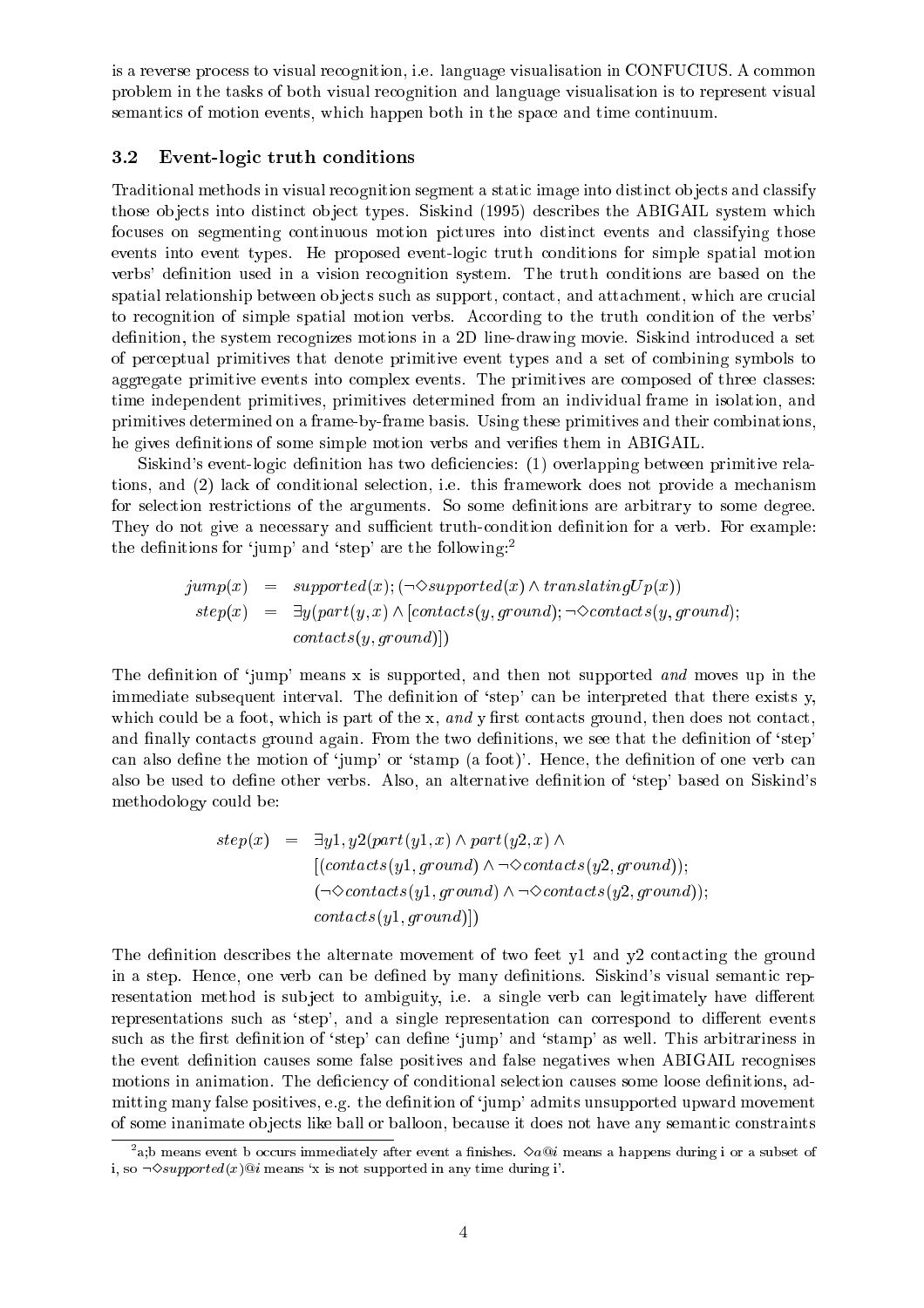is a reverse process to visual recognition, i.e. language visualisation in CONFUCIUS. A common problem in the tasks of both visual recognition and language visualisation is to represent visual semantics of motion events, which happen both in the space and time continuum.

### 3.2 Event-logic truth conditions

Traditional methods in visual recognition segment a static image into distinct objects and classify those objects into distinct object types. Siskind (1995) describes the ABIGAIL system which focuses on segmenting continuous motion pictures into distinct events and classifying those events into event types. He proposed event-logic truth conditions for simple spatial motion verbs' definition used in a vision recognition system. The truth conditions are based on the spatial relationship between objects such as support, contact, and attachment, which are crucial to recognition of simple spatial motion verbs. According to the truth condition of the verbs' definition, the system recognizes motions in a 2D line-drawing movie. Siskind introduced a set of perceptual primitives that denote primitive event types and a set of combining symbols to aggregate primitive events into complex events. The primitives are composed of three classes: time independent primitives, primitives determined from an individual frame in isolation, and primitives determined on a frame-by-frame basis. Using these primitives and their combinations, he gives definitions of some simple motion verbs and verifies them in ABIGAIL.

Siskind's event-logic definition has two deficiencies: (1) overlapping between primitive relations, and (2) lack of conditional selection, i.e. this framework does not provide a mechanism for selection restrictions of the arguments. So some definitions are arbitrary to some degree. They do not give a necessary and sufficient truth-condition definition for a verb. For example: the definitions for 'jump' and 'step' are the following:[2]

$$
\begin{aligned}
jump(x) &= supported(x); (\neg\Diamond supported(x) \wedge translatingUp(x)) \\
step(x) &= \exists y(part(y,x) \wedge [contacts(y, ground); \neg\Diamond contacts(y, ground); \\
&\quad contacts(y, ground)])
\end{aligned}
$$

The definition of 'jump' means x is supported, and then not supported *and* moves up in the immediate subsequent interval. The definition of 'step' can be interpreted that there exists y, which could be a foot, which is part of the x, *and* y first contacts ground, then does not contact, and finally contacts ground again. From the two definitions, we see that the definition of 'step' can also define the motion of 'jump' or 'stamp (a foot)'. Hence, the definition of one verb can also be used to define other verbs. Also, an alternative definition of 'step' based on Siskind's methodology could be:

$$
\begin{aligned}
step(x) &= \exists y1, y2(part(y1,x) \wedge part(y2,x) \wedge \\
&\quad [(contacts(y1, ground) \wedge \neg\Diamond contacts(y2, ground)); \\
&\quad (\neg\Diamond contacts(y1, ground) \wedge \neg\Diamond contacts(y2, ground)); \\
&\quad contacts(y1, ground)])
\end{aligned}
$$

The definition describes the alternate movement of two feet y1 and y2 contacting the ground in a step. Hence, one verb can be defined by many definitions. Siskind's visual semantic representation method is subject to ambiguity, i.e. a single verb can legitimately have different representations such as 'step', and a single representation can correspond to different events such as the first definition of 'step' can define 'jump' and 'stamp' as well. This arbitrariness in the event definition causes some false positives and false negatives when ABIGAIL recognises motions in animation. The deficiency of conditional selection causes some loose definitions, admitting many false positives, e.g. the definition of 'jump' admits unsupported upward movement of some inanimate objects like ball or balloon, because it does not have any semantic constraints

---

[2] a;b means event b occurs immediately after event a finishes. $\Diamond a@i$ means a happens during i or a subset of i, so $\neg\Diamond supported(x)@i$ means 'x is not supported in any time during i'.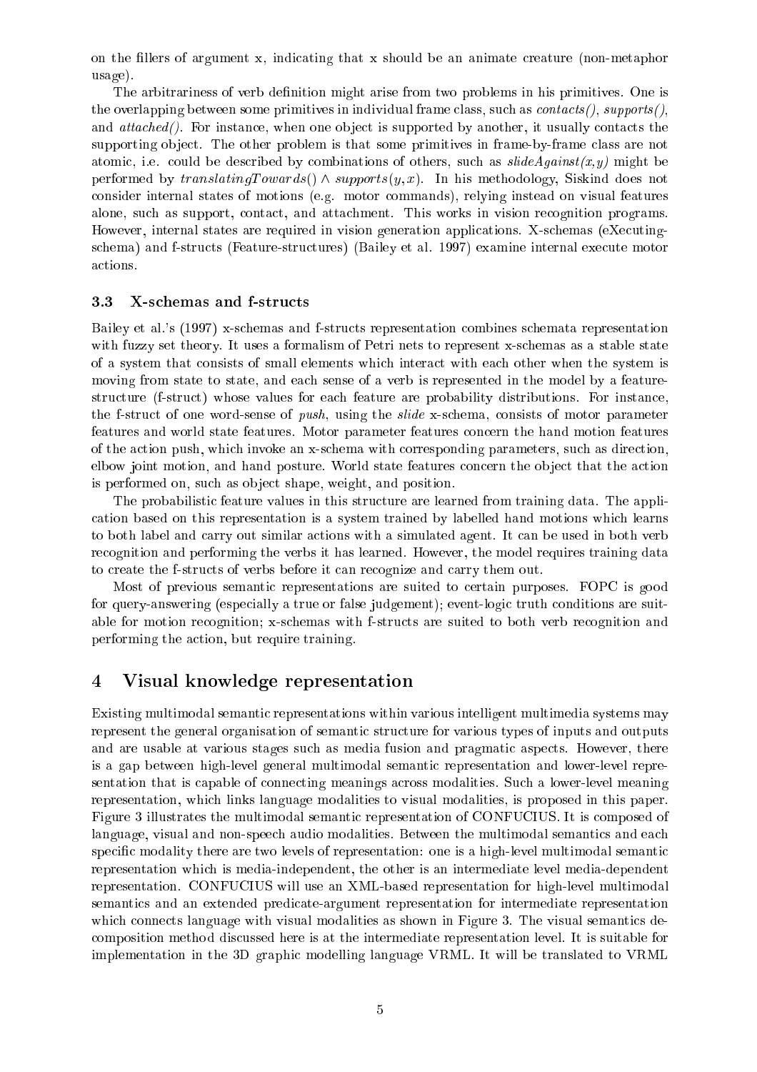on the fillers of argument x, indicating that x should be an animate creature (non-metaphor usage).

The arbitrariness of verb definition might arise from two problems in his primitives. One is the overlapping between some primitives in individual frame class, such as *contacts()*, *supports()*, and *attached()*. For instance, when one object is supported by another, it usually contacts the supporting object. The other problem is that some primitives in frame-by-frame class are not atomic, i.e. could be described by combinations of others, such as *slideAgainst(x,y)* might be performed by $translatingTowards() \wedge supports(y, x)$. In his methodology, Siskind does not consider internal states of motions (e.g. motor commands), relying instead on visual features alone, such as support, contact, and attachment. This works in vision recognition programs. However, internal states are required in vision generation applications. X-schemas (eXecuting-schema) and f-structs (Feature-structures) (Bailey et al. 1997) examine internal execute motor actions.

### 3.3 X-schemas and f-structs

Bailey et al.'s (1997) x-schemas and f-structs representation combines schemata representation with fuzzy set theory. It uses a formalism of Petri nets to represent x-schemas as a stable state of a system that consists of small elements which interact with each other when the system is moving from state to state, and each sense of a verb is represented in the model by a feature-structure (f-struct) whose values for each feature are probability distributions. For instance, the f-struct of one word-sense of *push*, using the *slide* x-schema, consists of motor parameter features and world state features. Motor parameter features concern the hand motion features of the action push, which invoke an x-schema with corresponding parameters, such as direction, elbow joint motion, and hand posture. World state features concern the object that the action is performed on, such as object shape, weight, and position.

The probabilistic feature values in this structure are learned from training data. The application based on this representation is a system trained by labelled hand motions which learns to both label and carry out similar actions with a simulated agent. It can be used in both verb recognition and performing the verbs it has learned. However, the model requires training data to create the f-structs of verbs before it can recognize and carry them out.

Most of previous semantic representations are suited to certain purposes. FOPC is good for query-answering (especially a true or false judgement); event-logic truth conditions are suitable for motion recognition; x-schemas with f-structs are suited to both verb recognition and performing the action, but require training.

## 4 Visual knowledge representation

Existing multimodal semantic representations within various intelligent multimedia systems may represent the general organisation of semantic structure for various types of inputs and outputs and are usable at various stages such as media fusion and pragmatic aspects. However, there is a gap between high-level general multimodal semantic representation and lower-level representation that is capable of connecting meanings across modalities. Such a lower-level meaning representation, which links language modalities to visual modalities, is proposed in this paper. Figure 3 illustrates the multimodal semantic representation of CONFUCIUS. It is composed of language, visual and non-speech audio modalities. Between the multimodal semantics and each specific modality there are two levels of representation: one is a high-level multimodal semantic representation which is media-independent, the other is an intermediate level media-dependent representation. CONFUCIUS will use an XML-based representation for high-level multimodal semantics and an extended predicate-argument representation for intermediate representation which connects language with visual modalities as shown in Figure 3. The visual semantics decomposition method discussed here is at the intermediate representation level. It is suitable for implementation in the 3D graphic modelling language VRML. It will be translated to VRML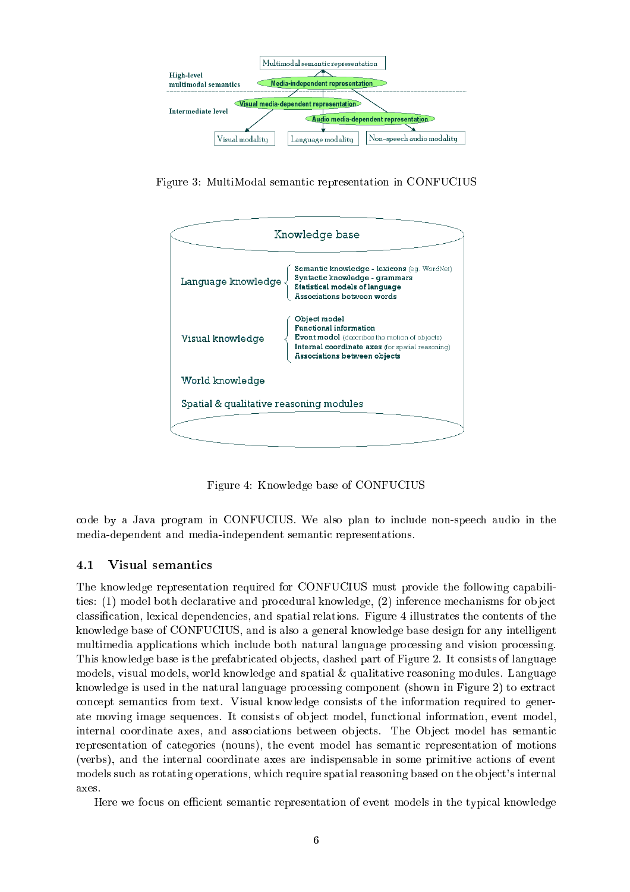Multimodal semantic representation

High-level multimodal semantics

Media-independent representation

Intermediate level

Visual media-dependent representation

Audio media-dependent representation

Visual modality

Language modality

Non-speech audio modality

Figure 3: MultiModal semantic representation in CONFUCIUS

Knowledge base

Language knowledge

Semantic knowledge - lexicons (eg. WordNet)
Syntactic knowledge - grammars
Statistical models of language
Associations between words

Visual knowledge

Object model
Functional information
Event model (describes the motion of objects)
Internal coordinate axes (for spatial reasoning)
Associations between objects

World knowledge

Spatial & qualitative reasoning modules

Figure 4: Knowledge base of CONFUCIUS

code by a Java program in CONFUCIUS. We also plan to include non-speech audio in the media-dependent and media-independent semantic representations.

## 4.1 Visual semantics

The knowledge representation required for CONFUCIUS must provide the following capabilities: (1) model both declarative and procedural knowledge, (2) inference mechanisms for object classification, lexical dependencies, and spatial relations. Figure 4 illustrates the contents of the knowledge base of CONFUCIUS, and is also a general knowledge base design for any intelligent multimedia applications which include both natural language processing and vision processing. This knowledge base is the prefabricated objects, dashed part of Figure 2. It consists of language models, visual models, world knowledge and spatial & qualitative reasoning modules. Language knowledge is used in the natural language processing component (shown in Figure 2) to extract concept semantics from text. Visual knowledge consists of the information required to generate moving image sequences. It consists of object model, functional information, event model, internal coordinate axes, and associations between objects. The Object model has semantic representation of categories (nouns), the event model has semantic representation of motions (verbs), and the internal coordinate axes are indispensable in some primitive actions of event models such as rotating operations, which require spatial reasoning based on the object's internal axes.

Here we focus on efficient semantic representation of event models in the typical knowledge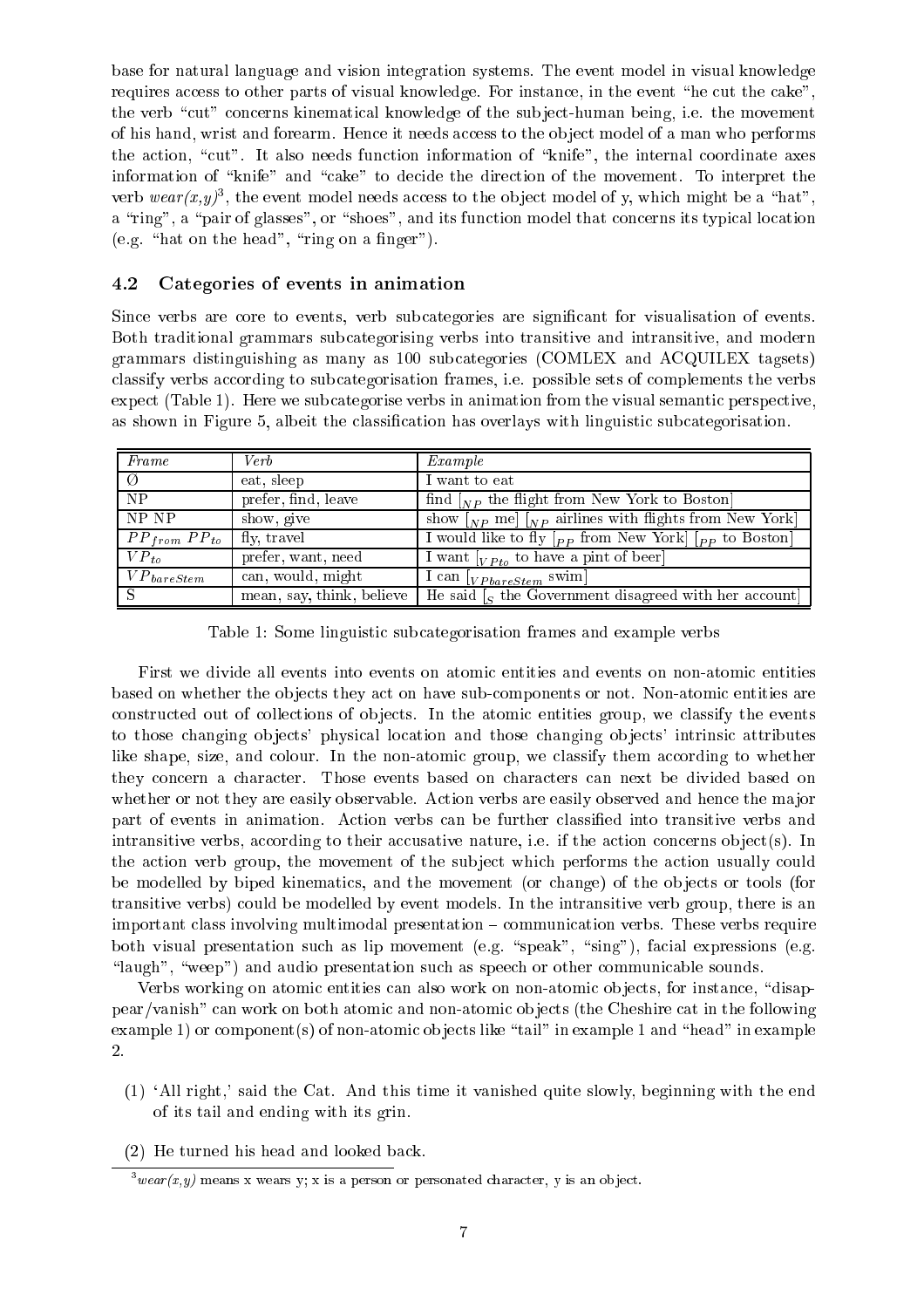base for natural language and vision integration systems. The event model in visual knowledge requires access to other parts of visual knowledge. For instance, in the event "he cut the cake", the verb "cut" concerns kinematical knowledge of the subject-human being, i.e. the movement of his hand, wrist and forearm. Hence it needs access to the object model of a man who performs the action, "cut". It also needs function information of "knife", the internal coordinate axes information of "knife" and "cake" to decide the direction of the movement. To interpret the verb *wear(x,y)*[3], the event model needs access to the object model of y, which might be a "hat", a "ring", a "pair of glasses", or "shoes", and its function model that concerns its typical location (e.g. "hat on the head", "ring on a finger").

### 4.2 Categories of events in animation

Since verbs are core to events, verb subcategories are significant for visualisation of events. Both traditional grammars subcategorising verbs into transitive and intransitive, and modern grammars distinguishing as many as 100 subcategories (COMLEX and ACQUILEX tagsets) classify verbs according to subcategorisation frames, i.e. possible sets of complements the verbs expect (Table 1). Here we subcategorise verbs in animation from the visual semantic perspective, as shown in Figure 5, albeit the classification has overlays with linguistic subcategorisation.

| *Frame* | *Verb* | *Example* |
|---|---|---|
| $\emptyset$ | eat, sleep | I want to eat |
| NP | prefer, find, leave | find [$_{NP}$ the flight from New York to Boston] |
| NP NP | show, give | show [$_{NP}$ me] [$_{NP}$ airlines with flights from New York] |
| $PP_{from}$ $PP_{to}$ | fly, travel | I would like to fly [$_{PP}$ from New York] [$_{PP}$ to Boston] |
| $VP_{to}$ | prefer, want, need | I want [$_{VPto}$ to have a pint of beer] |
| $VP_{bareStem}$ | can, would, might | I can [$_{VPbareStem}$ swim] |
| S | mean, say, think, believe | He said [$_{S}$ the Government disagreed with her account] |

Table 1: Some linguistic subcategorisation frames and example verbs

First we divide all events into events on atomic entities and events on non-atomic entities based on whether the objects they act on have sub-components or not. Non-atomic entities are constructed out of collections of objects. In the atomic entities group, we classify the events to those changing objects' physical location and those changing objects' intrinsic attributes like shape, size, and colour. In the non-atomic group, we classify them according to whether they concern a character. Those events based on characters can next be divided based on whether or not they are easily observable. Action verbs are easily observed and hence the major part of events in animation. Action verbs can be further classified into transitive verbs and intransitive verbs, according to their accusative nature, i.e. if the action concerns object(s). In the action verb group, the movement of the subject which performs the action usually could be modelled by biped kinematics, and the movement (or change) of the objects or tools (for transitive verbs) could be modelled by event models. In the intransitive verb group, there is an important class involving multimodal presentation – communication verbs. These verbs require both visual presentation such as lip movement (e.g. "speak", "sing"), facial expressions (e.g. "laugh", "weep") and audio presentation such as speech or other communicable sounds.

Verbs working on atomic entities can also work on non-atomic objects, for instance, "disappear/vanish" can work on both atomic and non-atomic objects (the Cheshire cat in the following example 1) or component(s) of non-atomic objects like "tail" in example 1 and "head" in example 2.

(1) 'All right,' said the Cat. And this time it vanished quite slowly, beginning with the end of its tail and ending with its grin.

(2) He turned his head and looked back.

[3] *wear(x,y)* means x wears y; x is a person or personated character, y is an object.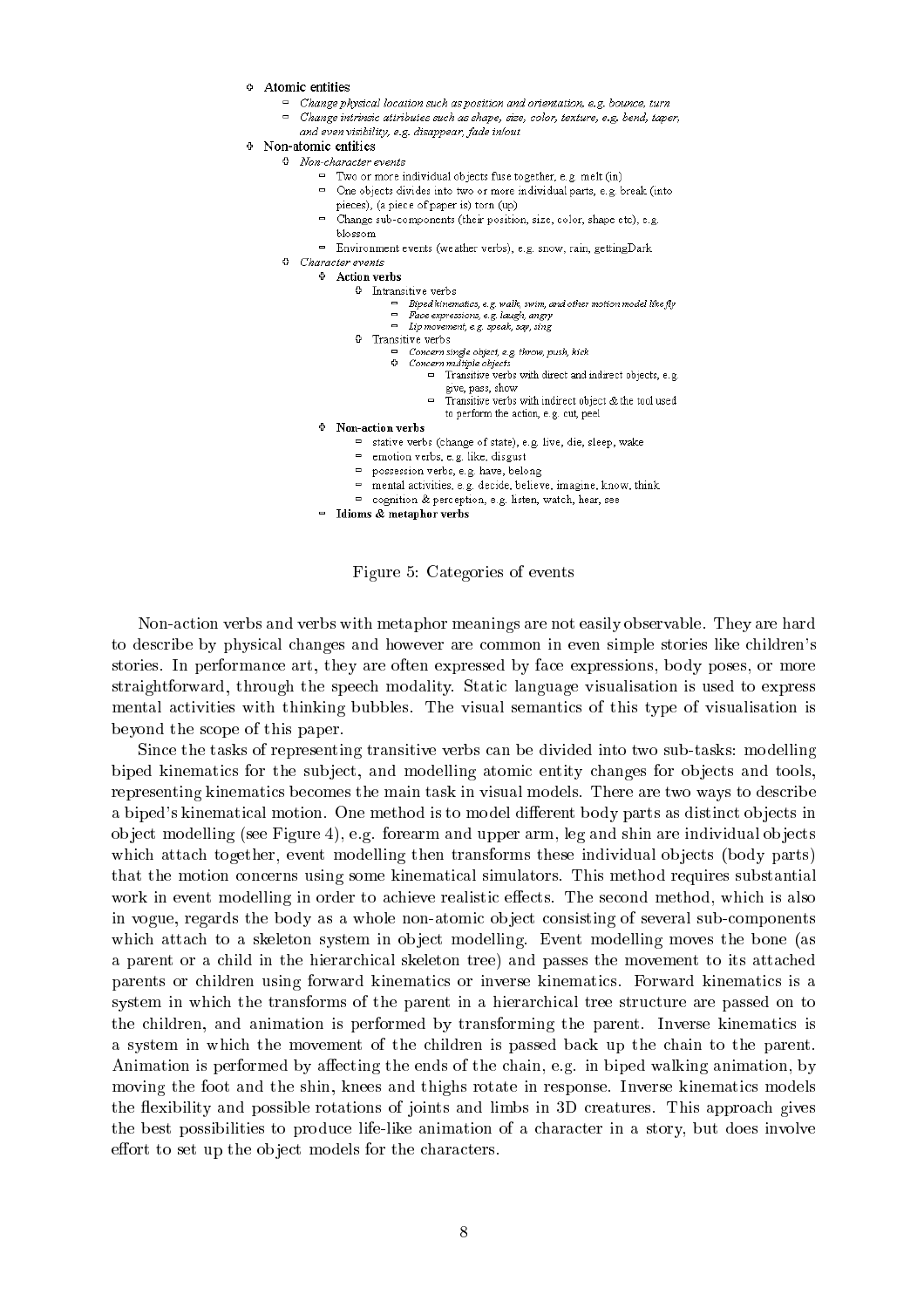- Atomic entities
  - *Change physical location such as position and orientation, e.g. bounce, turn*
  - *Change intrinsic attributes such as shape, size, color, texture, e.g. bend, taper, and even visibility, e.g. disappear, fade in/out*
- Non-atomic entities
  - *Non-character events*
    - Two or more individual objects fuse together, e.g. melt (in)
    - One objects divides into two or more individual parts, e.g. break (into pieces), (a piece of paper is) torn (up)
    - Change sub-components (their position, size, color, shape etc), e.g. blossom
    - Environment events (weather verbs), e.g. snow, rain, gettingDark
  - *Character events*
    - **Action verbs**
      - Intransitive verbs
        - *Biped kinematics, e.g. walk, swim, and other motion model like fly*
        - *Face expressions, e.g. laugh, angry*
        - *Lip movement, e.g. speak, say, sing*
      - Transitive verbs
        - *Concern single object, e.g. throw, push, kick*
        - *Concern multiple objects*
          - Transitive verbs with direct and indirect objects, e.g. give, pass, show
          - Transitive verbs with indirect object & the tool used to perform the action, e.g. cut, peel
    - **Non-action verbs**
      - stative verbs (change of state), e.g. live, die, sleep, wake
      - emotion verbs, e.g. like, disgust
      - possession verbs, e.g. have, belong
      - mental activities, e.g. decide, believe, imagine, know, think
      - cognition & perception, e.g. listen, watch, hear, see
    - **Idioms & metaphor verbs**

Figure 5: Categories of events

Non-action verbs and verbs with metaphor meanings are not easily observable. They are hard to describe by physical changes and however are common in even simple stories like children's stories. In performance art, they are often expressed by face expressions, body poses, or more straightforward, through the speech modality. Static language visualisation is used to express mental activities with thinking bubbles. The visual semantics of this type of visualisation is beyond the scope of this paper.

Since the tasks of representing transitive verbs can be divided into two sub-tasks: modelling biped kinematics for the subject, and modelling atomic entity changes for objects and tools, representing kinematics becomes the main task in visual models. There are two ways to describe a biped's kinematical motion. One method is to model different body parts as distinct objects in object modelling (see Figure 4), e.g. forearm and upper arm, leg and shin are individual objects which attach together, event modelling then transforms these individual objects (body parts) that the motion concerns using some kinematical simulators. This method requires substantial work in event modelling in order to achieve realistic effects. The second method, which is also in vogue, regards the body as a whole non-atomic object consisting of several sub-components which attach to a skeleton system in object modelling. Event modelling moves the bone (as a parent or a child in the hierarchical skeleton tree) and passes the movement to its attached parents or children using forward kinematics or inverse kinematics. Forward kinematics is a system in which the transforms of the parent in a hierarchical tree structure are passed on to the children, and animation is performed by transforming the parent. Inverse kinematics is a system in which the movement of the children is passed back up the chain to the parent. Animation is performed by affecting the ends of the chain, e.g. in biped walking animation, by moving the foot and the shin, knees and thighs rotate in response. Inverse kinematics models the flexibility and possible rotations of joints and limbs in 3D creatures. This approach gives the best possibilities to produce life-like animation of a character in a story, but does involve effort to set up the object models for the characters.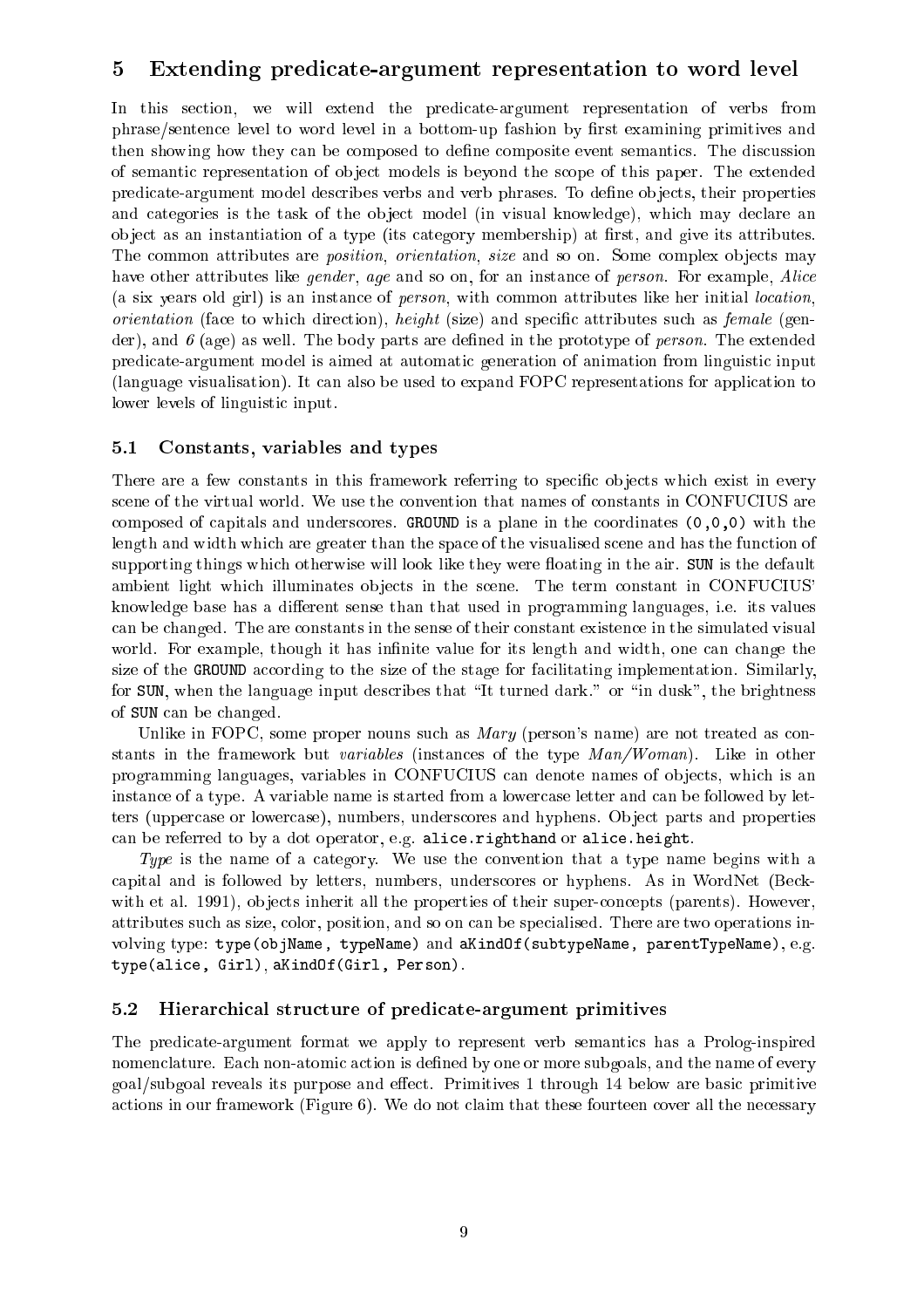## 5 Extending predicate-argument representation to word level

In this section, we will extend the predicate-argument representation of verbs from phrase/sentence level to word level in a bottom-up fashion by first examining primitives and then showing how they can be composed to define composite event semantics. The discussion of semantic representation of object models is beyond the scope of this paper. The extended predicate-argument model describes verbs and verb phrases. To define objects, their properties and categories is the task of the object model (in visual knowledge), which may declare an object as an instantiation of a type (its category membership) at first, and give its attributes. The common attributes are *position*, *orientation*, *size* and so on. Some complex objects may have other attributes like *gender*, *age* and so on, for an instance of *person*. For example, *Alice* (a six years old girl) is an instance of *person*, with common attributes like her initial *location*, *orientation* (face to which direction), *height* (size) and specific attributes such as *female* (gender), and *6* (age) as well. The body parts are defined in the prototype of *person*. The extended predicate-argument model is aimed at automatic generation of animation from linguistic input (language visualisation). It can also be used to expand FOPC representations for application to lower levels of linguistic input.

### 5.1 Constants, variables and types

There are a few constants in this framework referring to specific objects which exist in every scene of the virtual world. We use the convention that names of constants in CONFUCIUS are composed of capitals and underscores. `GROUND` is a plane in the coordinates `(0,0,0)` with the length and width which are greater than the space of the visualised scene and has the function of supporting things which otherwise will look like they were floating in the air. `SUN` is the default ambient light which illuminates objects in the scene. The term constant in CONFUCIUS' knowledge base has a different sense than that used in programming languages, i.e. its values can be changed. The are constants in the sense of their constant existence in the simulated visual world. For example, though it has infinite value for its length and width, one can change the size of the `GROUND` according to the size of the stage for facilitating implementation. Similarly, for `SUN`, when the language input describes that "It turned dark." or "in dusk", the brightness of `SUN` can be changed.

Unlike in FOPC, some proper nouns such as *Mary* (person's name) are not treated as constants in the framework but *variables* (instances of the type *Man/Woman*). Like in other programming languages, variables in CONFUCIUS can denote names of objects, which is an instance of a type. A variable name is started from a lowercase letter and can be followed by letters (uppercase or lowercase), numbers, underscores and hyphens. Object parts and properties can be referred to by a dot operator, e.g. `alice.righthand` or `alice.height`.

*Type* is the name of a category. We use the convention that a type name begins with a capital and is followed by letters, numbers, underscores or hyphens. As in WordNet (Beckwith et al. 1991), objects inherit all the properties of their super-concepts (parents). However, attributes such as size, color, position, and so on can be specialised. There are two operations involving type: `type(objName, typeName)` and `aKindOf(subtypeName, parentTypeName)`, e.g. `type(alice, Girl)`, `aKindOf(Girl, Person)`.

### 5.2 Hierarchical structure of predicate-argument primitives

The predicate-argument format we apply to represent verb semantics has a Prolog-inspired nomenclature. Each non-atomic action is defined by one or more subgoals, and the name of every goal/subgoal reveals its purpose and effect. Primitives 1 through 14 below are basic primitive actions in our framework (Figure 6). We do not claim that these fourteen cover all the necessary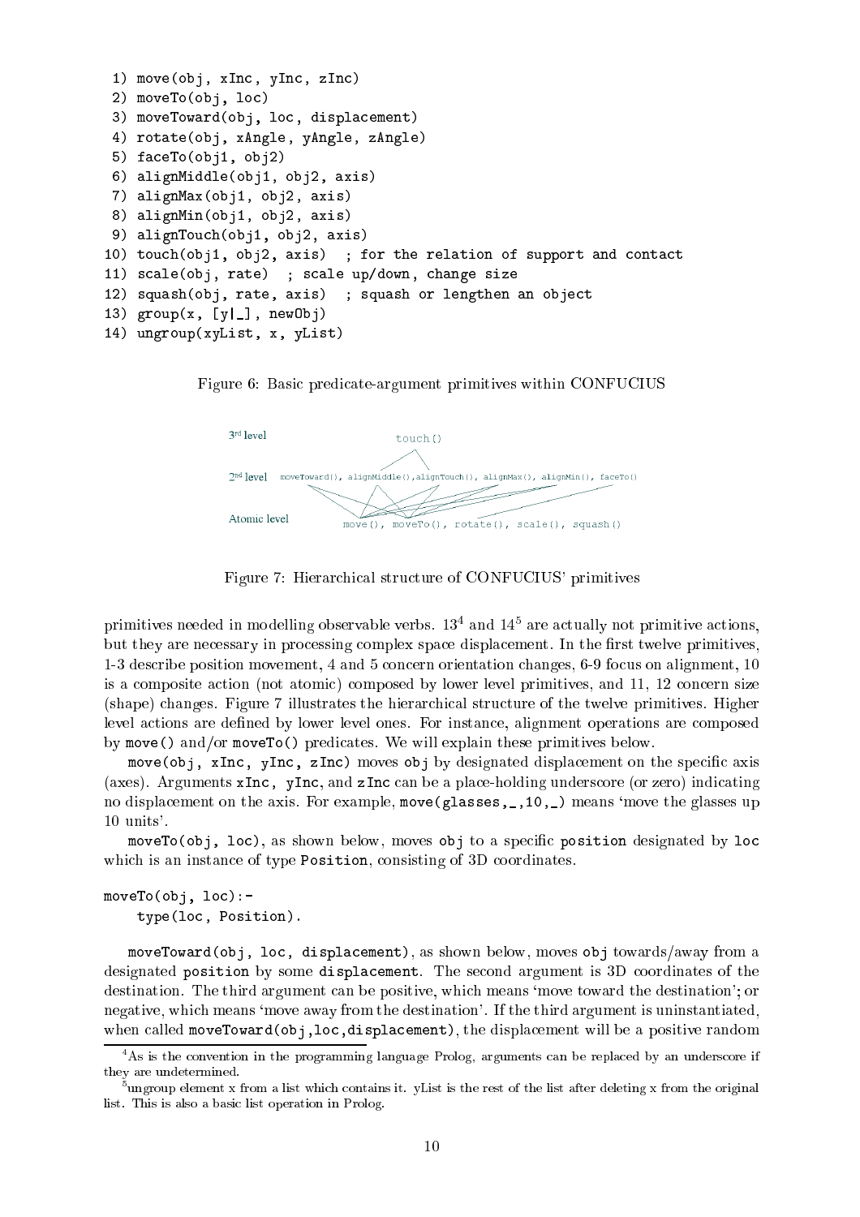```
 1) move(obj, xInc, yInc, zInc)
 2) moveTo(obj, loc)
 3) moveToward(obj, loc, displacement)
 4) rotate(obj, xAngle, yAngle, zAngle)
 5) faceTo(obj1, obj2)
 6) alignMiddle(obj1, obj2, axis)
 7) alignMax(obj1, obj2, axis)
 8) alignMin(obj1, obj2, axis)
 9) alignTouch(obj1, obj2, axis)
10) touch(obj1, obj2, axis)  ; for the relation of support and contact
11) scale(obj, rate)  ; scale up/down, change size
12) squash(obj, rate, axis)  ; squash or lengthen an object
13) group(x, [y|_], newObj)
14) ungroup(xyList, x, yList)
```

Figure 6: Basic predicate-argument primitives within CONFUCIUS

3rd level

touch()

2nd level

moveToward(), alignMiddle(), alignTouch(), alignMax(), alignMin(), faceTo()

Atomic level

move(), moveTo(), rotate(), scale(), squash()

Figure 7: Hierarchical structure of CONFUCIUS' primitives

primitives needed in modelling observable verbs. 13[4] and 14[5] are actually not primitive actions, but they are necessary in processing complex space displacement. In the first twelve primitives, 1-3 describe position movement, 4 and 5 concern orientation changes, 6-9 focus on alignment, 10 is a composite action (not atomic) composed by lower level primitives, and 11, 12 concern size (shape) changes. Figure 7 illustrates the hierarchical structure of the twelve primitives. Higher level actions are defined by lower level ones. For instance, alignment operations are composed by `move()` and/or `moveTo()` predicates. We will explain these primitives below.

`move(obj, xInc, yInc, zInc)` moves `obj` by designated displacement on the specific axis (axes). Arguments `xInc`, `yInc`, and `zInc` can be a place-holding underscore (or zero) indicating no displacement on the axis. For example, `move(glasses,_,10,_)` means 'move the glasses up 10 units'.

`moveTo(obj, loc)`, as shown below, moves `obj` to a specific `position` designated by `loc` which is an instance of type `Position`, consisting of 3D coordinates.

```
moveTo(obj, loc):-
    type(loc, Position).
```

`moveToward(obj, loc, displacement)`, as shown below, moves `obj` towards/away from a designated `position` by some `displacement`. The second argument is 3D coordinates of the destination. The third argument can be positive, which means 'move toward the destination'; or negative, which means 'move away from the destination'. If the third argument is uninstantiated, when called `moveToward(obj,loc,displacement)`, the displacement will be a positive random

[4] As is the convention in the programming language Prolog, arguments can be replaced by an underscore if they are undetermined.

[5] ungroup element x from a list which contains it. yList is the rest of the list after deleting x from the original list. This is also a basic list operation in Prolog.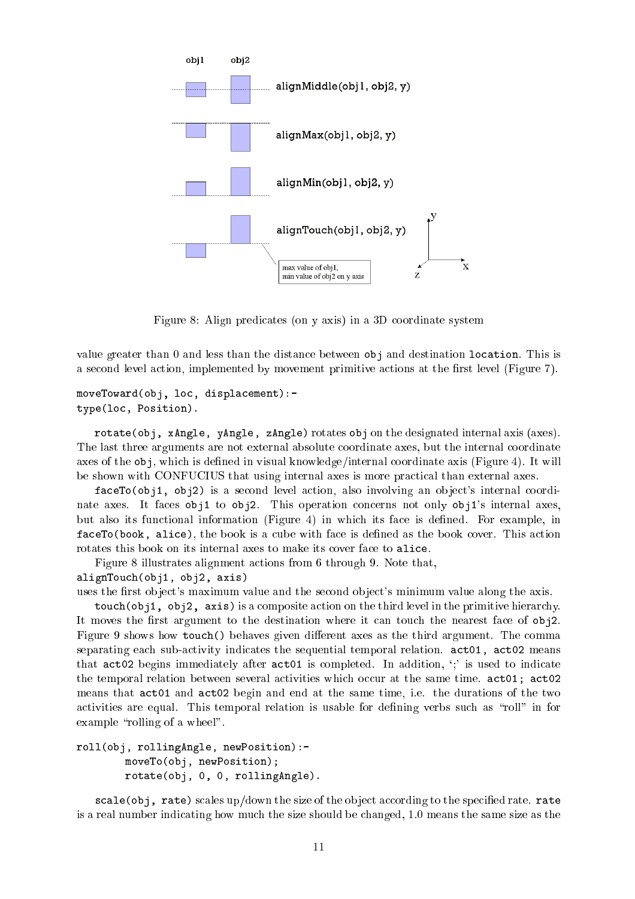obj1 obj2

alignMiddle(obj1, obj2, y)

alignMax(obj1, obj2, y)

alignMin(obj1, obj2, y)

alignTouch(obj1, obj2, y)

max value of obj1,
min value of obj2 on y axis

y
x
z

Figure 8: Align predicates (on y axis) in a 3D coordinate system

value greater than 0 and less than the distance between `obj` and destination `location`. This is a second level action, implemented by movement primitive actions at the first level (Figure 7).

```
moveToward(obj, loc, displacement):-
type(loc, Position).
```

`rotate(obj, xAngle, yAngle, zAngle)` rotates `obj` on the designated internal axis (axes). The last three arguments are not external absolute coordinate axes, but the internal coordinate axes of the `obj`, which is defined in visual knowledge/internal coordinate axis (Figure 4). It will be shown with CONFUCIUS that using internal axes is more practical than external axes.

`faceTo(obj1, obj2)` is a second level action, also involving an object's internal coordinate axes. It faces `obj1` to `obj2`. This operation concerns not only `obj1`'s internal axes, but also its functional information (Figure 4) in which its face is defined. For example, in `faceTo(book, alice)`, the book is a cube with face is defined as the book cover. This action rotates this book on its internal axes to make its cover face to `alice`.

Figure 8 illustrates alignment actions from 6 through 9. Note that,
`alignTouch(obj1, obj2, axis)`
uses the first object's maximum value and the second object's minimum value along the axis.

`touch(obj1, obj2, axis)` is a composite action on the third level in the primitive hierarchy. It moves the first argument to the destination where it can touch the nearest face of `obj2`. Figure 9 shows how `touch()` behaves given different axes as the third argument. The comma separating each sub-activity indicates the sequential temporal relation. `act01, act02` means that `act02` begins immediately after `act01` is completed. In addition, ';' is used to indicate the temporal relation between several activities which occur at the same time. `act01; act02` means that `act01` and `act02` begin and end at the same time, i.e. the durations of the two activities are equal. This temporal relation is usable for defining verbs such as "roll" in for example "rolling of a wheel".

```
roll(obj, rollingAngle, newPosition):-
        moveTo(obj, newPosition);
        rotate(obj, 0, 0, rollingAngle).
```

`scale(obj, rate)` scales up/down the size of the object according to the specified rate. `rate` is a real number indicating how much the size should be changed, 1.0 means the same size as the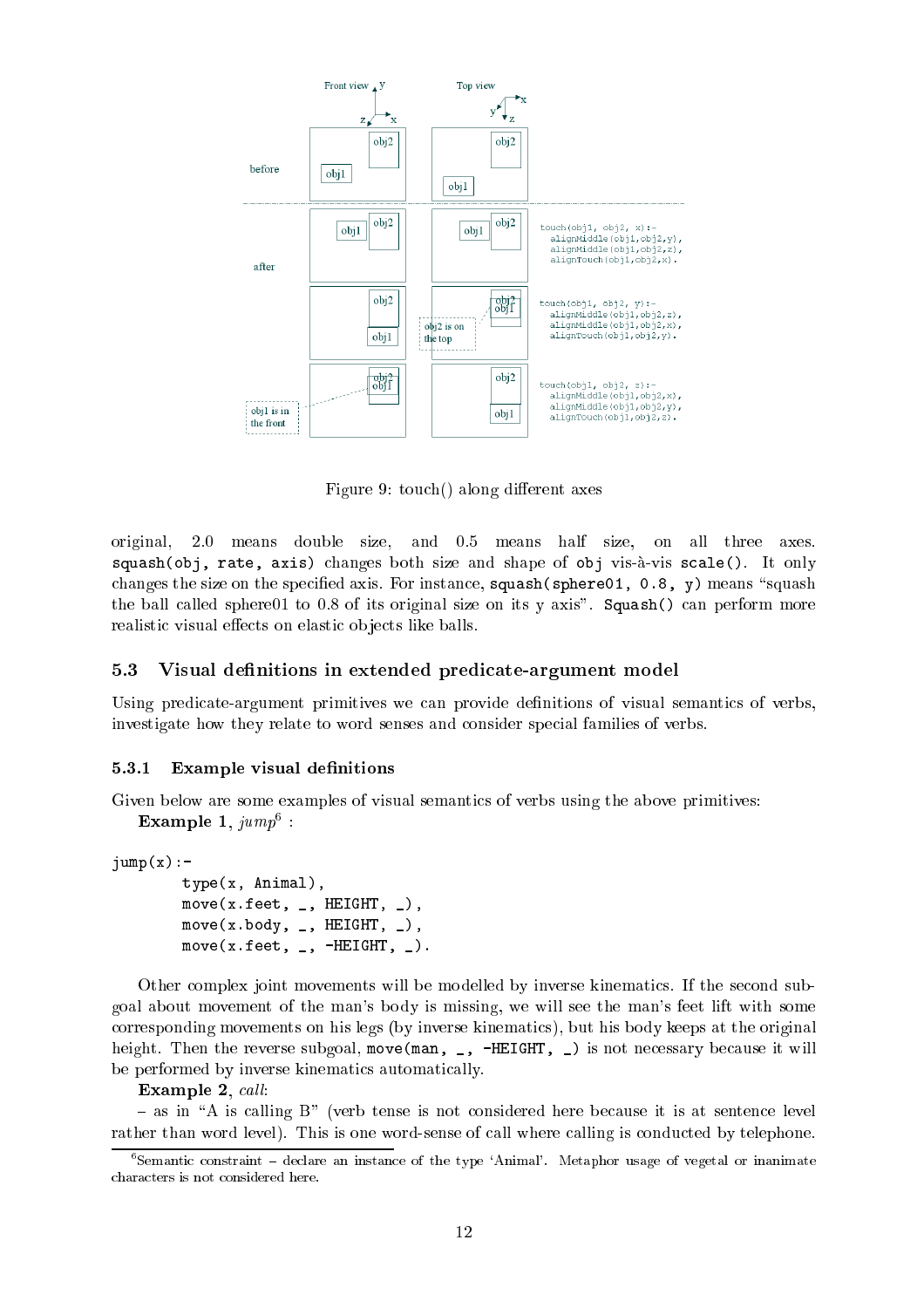Front view y z x

Top view x y z

before

obj1 obj2

obj1 obj2

after

obj1 obj2

obj1 obj2

touch(obj1, obj2, x):-
alignMiddle(obj1,obj2,y),
alignMiddle(obj1,obj2,z),
alignTouch(obj1,obj2,x).

obj2 obj1

obj2 is on the top

obj2 obj1

touch(obj1, obj2, y):-
alignMiddle(obj1,obj2,z),
alignMiddle(obj1,obj2,x),
alignTouch(obj1,obj2,y).

obj1 is in the front

obj2 obj1

obj2 obj1

touch(obj1, obj2, z):-
alignMiddle(obj1,obj2,x),
alignMiddle(obj1,obj2,y),
alignTouch(obj1,obj2,z).

Figure 9: touch() along different axes

original, 2.0 means double size, and 0.5 means half size, on all three axes. `squash(obj, rate, axis)` changes both size and shape of `obj` vis-à-vis `scale()`. It only changes the size on the specified axis. For instance, `squash(sphere01, 0.8, y)` means "squash the ball called sphere01 to 0.8 of its original size on its y axis". `Squash()` can perform more realistic visual effects on elastic objects like balls.

### 5.3 Visual definitions in extended predicate-argument model

Using predicate-argument primitives we can provide definitions of visual semantics of verbs, investigate how they relate to word senses and consider special families of verbs.

#### 5.3.1 Example visual definitions

Given below are some examples of visual semantics of verbs using the above primitives:

**Example 1**, *jump*[6] :

```
jump(x):-
        type(x, Animal),
        move(x.feet, _, HEIGHT, _),
        move(x.body, _, HEIGHT, _),
        move(x.feet, _, -HEIGHT, _).
```

Other complex joint movements will be modelled by inverse kinematics. If the second subgoal about movement of the man's body is missing, we will see the man's feet lift with some corresponding movements on his legs (by inverse kinematics), but his body keeps at the original height. Then the reverse subgoal, `move(man, _, -HEIGHT, _)` is not necessary because it will be performed by inverse kinematics automatically.

**Example 2**, *call*:

– as in "A is calling B" (verb tense is not considered here because it is at sentence level rather than word level). This is one word-sense of call where calling is conducted by telephone.

[6]Semantic constraint – declare an instance of the type 'Animal'. Metaphor usage of vegetal or inanimate characters is not considered here.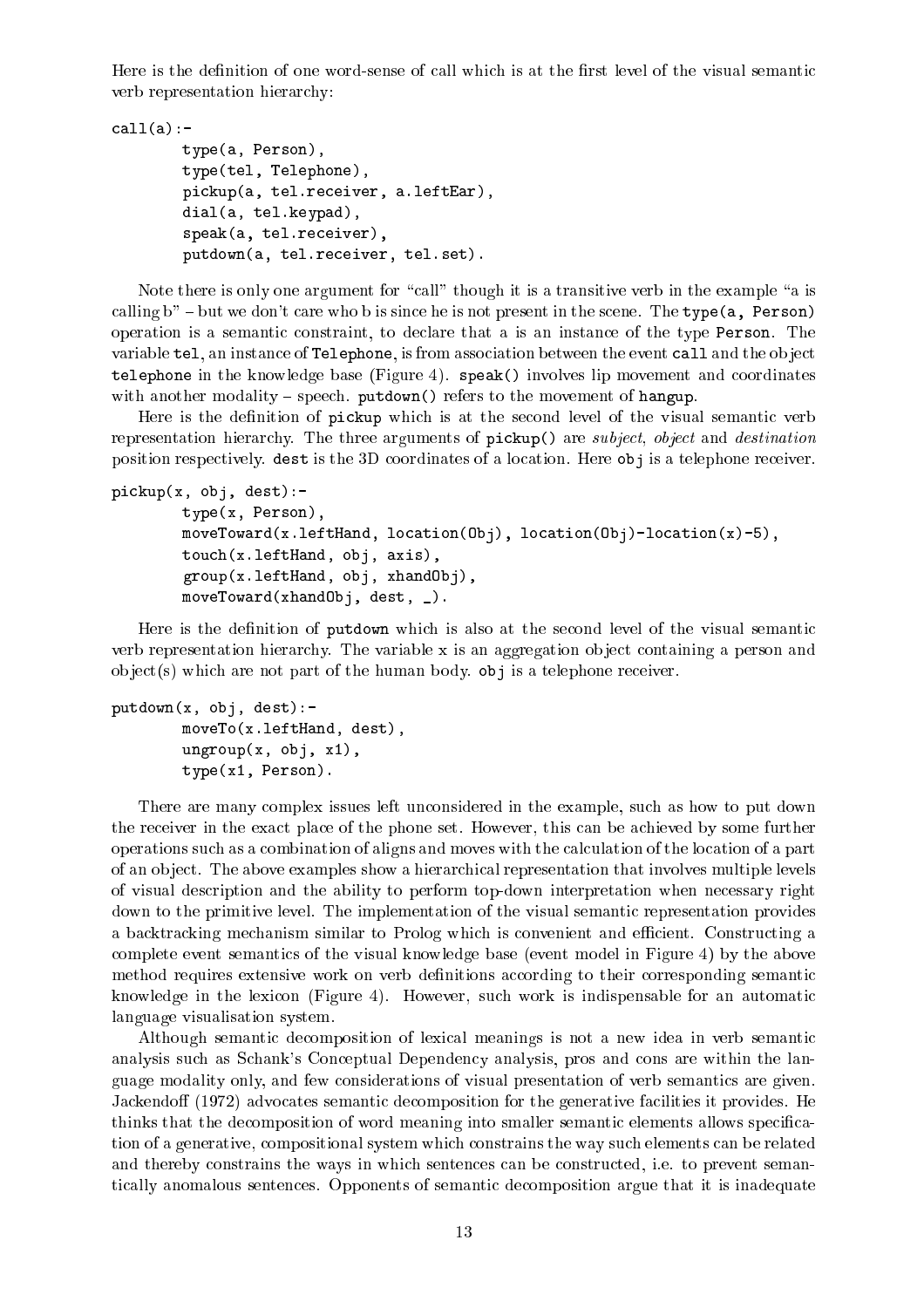Here is the definition of one word-sense of call which is at the first level of the visual semantic verb representation hierarchy:

```
call(a):-
        type(a, Person),
        type(tel, Telephone),
        pickup(a, tel.receiver, a.leftEar),
        dial(a, tel.keypad),
        speak(a, tel.receiver),
        putdown(a, tel.receiver, tel.set).
```

Note there is only one argument for "call" though it is a transitive verb in the example "a is calling b" – but we don't care who b is since he is not present in the scene. The `type(a, Person)` operation is a semantic constraint, to declare that a is an instance of the type `Person`. The variable `tel`, an instance of `Telephone`, is from association between the event `call` and the object `telephone` in the knowledge base (Figure 4). `speak()` involves lip movement and coordinates with another modality – speech. `putdown()` refers to the movement of `hangup`.

Here is the definition of `pickup` which is at the second level of the visual semantic verb representation hierarchy. The three arguments of `pickup()` are *subject*, *object* and *destination* position respectively. `dest` is the 3D coordinates of a location. Here `obj` is a telephone receiver.

```
pickup(x, obj, dest):-
        type(x, Person),
        moveToward(x.leftHand, location(Obj), location(Obj)-location(x)-5),
        touch(x.leftHand, obj, axis),
        group(x.leftHand, obj, xhandObj),
        moveToward(xhandObj, dest, _).
```

Here is the definition of `putdown` which is also at the second level of the visual semantic verb representation hierarchy. The variable x is an aggregation object containing a person and object(s) which are not part of the human body. `obj` is a telephone receiver.

```
putdown(x, obj, dest):-
        moveTo(x.leftHand, dest),
        ungroup(x, obj, x1),
        type(x1, Person).
```

There are many complex issues left unconsidered in the example, such as how to put down the receiver in the exact place of the phone set. However, this can be achieved by some further operations such as a combination of aligns and moves with the calculation of the location of a part of an object. The above examples show a hierarchical representation that involves multiple levels of visual description and the ability to perform top-down interpretation when necessary right down to the primitive level. The implementation of the visual semantic representation provides a backtracking mechanism similar to Prolog which is convenient and efficient. Constructing a complete event semantics of the visual knowledge base (event model in Figure 4) by the above method requires extensive work on verb definitions according to their corresponding semantic knowledge in the lexicon (Figure 4). However, such work is indispensable for an automatic language visualisation system.

Although semantic decomposition of lexical meanings is not a new idea in verb semantic analysis such as Schank's Conceptual Dependency analysis, pros and cons are within the language modality only, and few considerations of visual presentation of verb semantics are given. Jackendoff (1972) advocates semantic decomposition for the generative facilities it provides. He thinks that the decomposition of word meaning into smaller semantic elements allows specification of a generative, compositional system which constrains the way such elements can be related and thereby constrains the ways in which sentences can be constructed, i.e. to prevent semantically anomalous sentences. Opponents of semantic decomposition argue that it is inadequate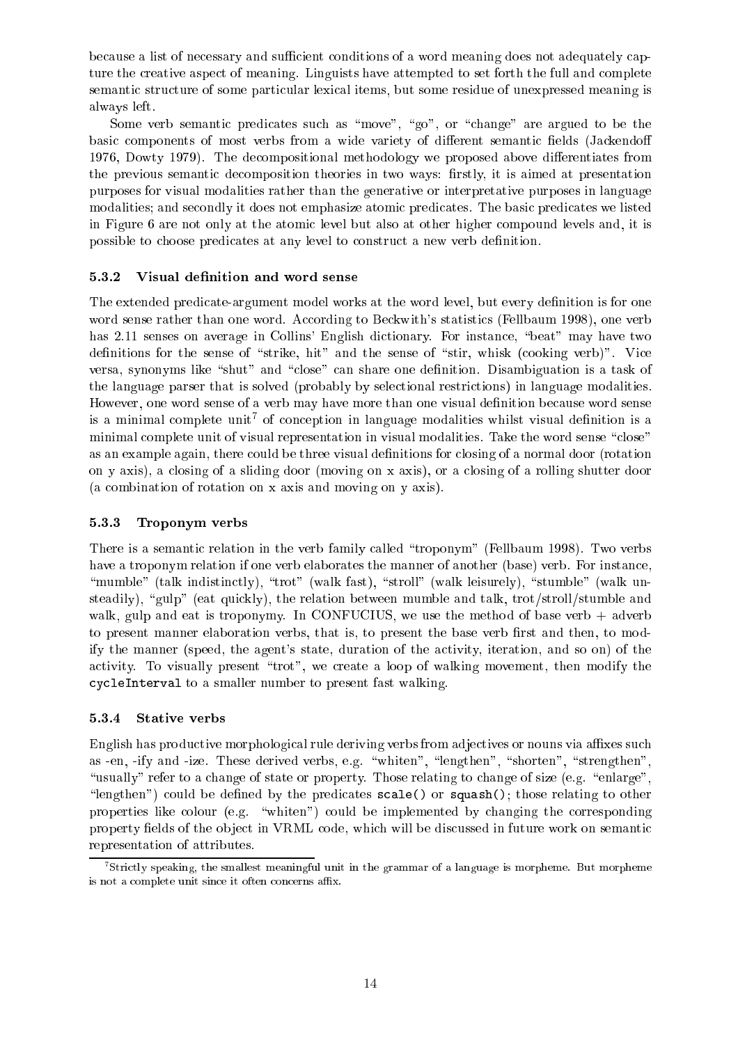because a list of necessary and sufficient conditions of a word meaning does not adequately capture the creative aspect of meaning. Linguists have attempted to set forth the full and complete semantic structure of some particular lexical items, but some residue of unexpressed meaning is always left.

Some verb semantic predicates such as "move", "go", or "change" are argued to be the basic components of most verbs from a wide variety of different semantic fields (Jackendoff 1976, Dowty 1979). The decompositional methodology we proposed above differentiates from the previous semantic decomposition theories in two ways: firstly, it is aimed at presentation purposes for visual modalities rather than the generative or interpretative purposes in language modalities; and secondly it does not emphasize atomic predicates. The basic predicates we listed in Figure 6 are not only at the atomic level but also at other higher compound levels and, it is possible to choose predicates at any level to construct a new verb definition.

### 5.3.2 Visual definition and word sense

The extended predicate-argument model works at the word level, but every definition is for one word sense rather than one word. According to Beckwith's statistics (Fellbaum 1998), one verb has 2.11 senses on average in Collins' English dictionary. For instance, "beat" may have two definitions for the sense of "strike, hit" and the sense of "stir, whisk (cooking verb)". Vice versa, synonyms like "shut" and "close" can share one definition. Disambiguation is a task of the language parser that is solved (probably by selectional restrictions) in language modalities. However, one word sense of a verb may have more than one visual definition because word sense is a minimal complete unit[7] of conception in language modalities whilst visual definition is a minimal complete unit of visual representation in visual modalities. Take the word sense "close" as an example again, there could be three visual definitions for closing of a normal door (rotation on y axis), a closing of a sliding door (moving on x axis), or a closing of a rolling shutter door (a combination of rotation on x axis and moving on y axis).

### 5.3.3 Troponym verbs

There is a semantic relation in the verb family called "troponym" (Fellbaum 1998). Two verbs have a troponym relation if one verb elaborates the manner of another (base) verb. For instance, "mumble" (talk indistinctly), "trot" (walk fast), "stroll" (walk leisurely), "stumble" (walk unsteadily), "gulp" (eat quickly), the relation between mumble and talk, trot/stroll/stumble and walk, gulp and eat is troponymy. In CONFUCIUS, we use the method of base verb + adverb to present manner elaboration verbs, that is, to present the base verb first and then, to modify the manner (speed, the agent's state, duration of the activity, iteration, and so on) of the activity. To visually present "trot", we create a loop of walking movement, then modify the `cycleInterval` to a smaller number to present fast walking.

### 5.3.4 Stative verbs

English has productive morphological rule deriving verbs from adjectives or nouns via affixes such as -en, -ify and -ize. These derived verbs, e.g. "whiten", "lengthen", "shorten", "strengthen", "usually" refer to a change of state or property. Those relating to change of size (e.g. "enlarge", "lengthen") could be defined by the predicates `scale()` or `squash()`; those relating to other properties like colour (e.g. "whiten") could be implemented by changing the corresponding property fields of the object in VRML code, which will be discussed in future work on semantic representation of attributes.

---

[7] Strictly speaking, the smallest meaningful unit in the grammar of a language is morpheme. But morpheme is not a complete unit since it often concerns affix.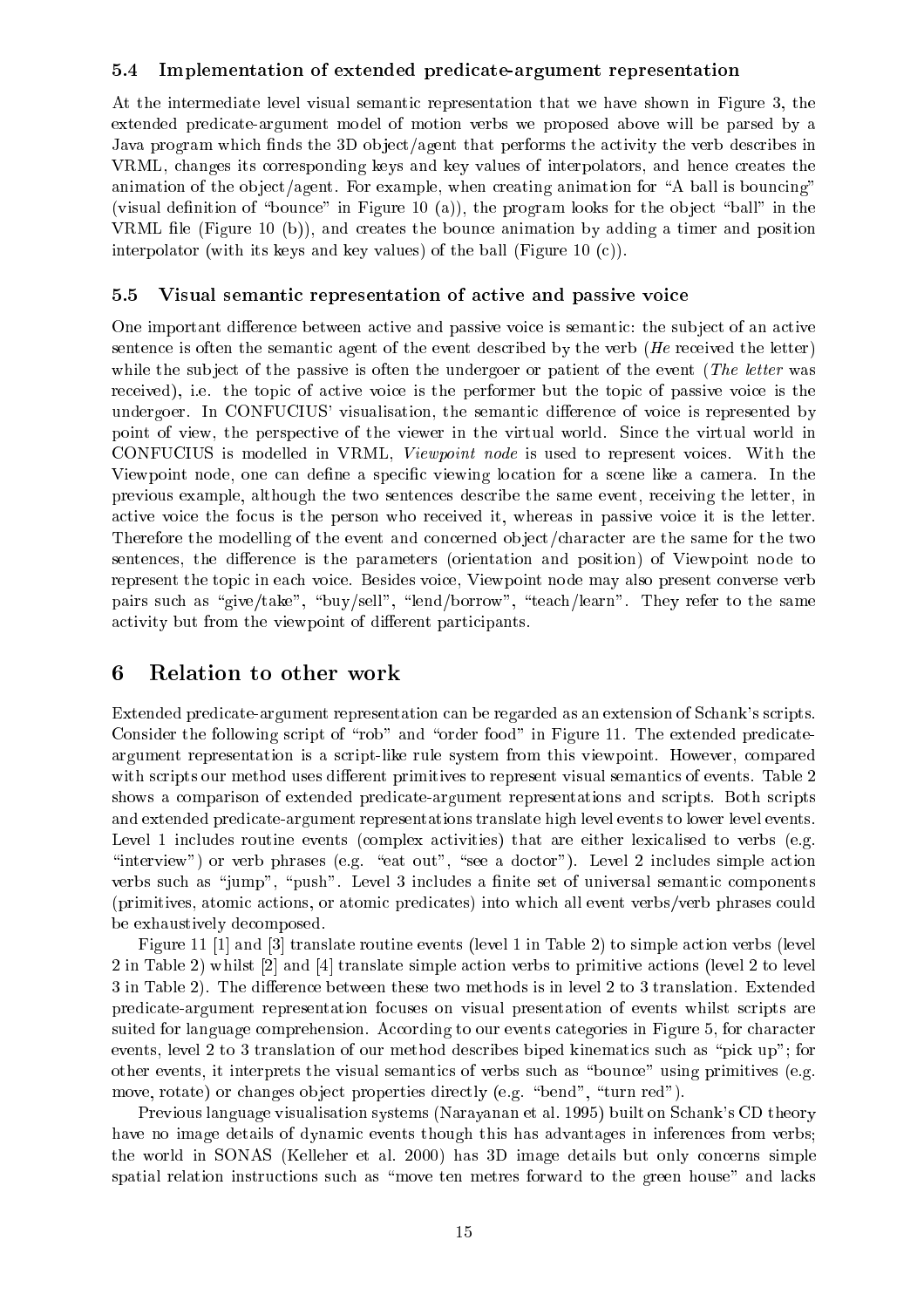### 5.4 Implementation of extended predicate-argument representation

At the intermediate level visual semantic representation that we have shown in Figure 3, the extended predicate-argument model of motion verbs we proposed above will be parsed by a Java program which finds the 3D object/agent that performs the activity the verb describes in VRML, changes its corresponding keys and key values of interpolators, and hence creates the animation of the object/agent. For example, when creating animation for "A ball is bouncing" (visual definition of "bounce" in Figure 10 (a)), the program looks for the object "ball" in the VRML file (Figure 10 (b)), and creates the bounce animation by adding a timer and position interpolator (with its keys and key values) of the ball (Figure 10 (c)).

### 5.5 Visual semantic representation of active and passive voice

One important difference between active and passive voice is semantic: the subject of an active sentence is often the semantic agent of the event described by the verb (*He* received the letter) while the subject of the passive is often the undergoer or patient of the event (*The letter* was received), i.e. the topic of active voice is the performer but the topic of passive voice is the undergoer. In CONFUCIUS' visualisation, the semantic difference of voice is represented by point of view, the perspective of the viewer in the virtual world. Since the virtual world in CONFUCIUS is modelled in VRML, *Viewpoint node* is used to represent voices. With the Viewpoint node, one can define a specific viewing location for a scene like a camera. In the previous example, although the two sentences describe the same event, receiving the letter, in active voice the focus is the person who received it, whereas in passive voice it is the letter. Therefore the modelling of the event and concerned object/character are the same for the two sentences, the difference is the parameters (orientation and position) of Viewpoint node to represent the topic in each voice. Besides voice, Viewpoint node may also present converse verb pairs such as "give/take", "buy/sell", "lend/borrow", "teach/learn". They refer to the same activity but from the viewpoint of different participants.

## 6 Relation to other work

Extended predicate-argument representation can be regarded as an extension of Schank's scripts. Consider the following script of "rob" and "order food" in Figure 11. The extended predicate-argument representation is a script-like rule system from this viewpoint. However, compared with scripts our method uses different primitives to represent visual semantics of events. Table 2 shows a comparison of extended predicate-argument representations and scripts. Both scripts and extended predicate-argument representations translate high level events to lower level events. Level 1 includes routine events (complex activities) that are either lexicalised to verbs (e.g. "interview") or verb phrases (e.g. "eat out", "see a doctor"). Level 2 includes simple action verbs such as "jump", "push". Level 3 includes a finite set of universal semantic components (primitives, atomic actions, or atomic predicates) into which all event verbs/verb phrases could be exhaustively decomposed.

Figure 11 [1] and [3] translate routine events (level 1 in Table 2) to simple action verbs (level 2 in Table 2) whilst [2] and [4] translate simple action verbs to primitive actions (level 2 to level 3 in Table 2). The difference between these two methods is in level 2 to 3 translation. Extended predicate-argument representation focuses on visual presentation of events whilst scripts are suited for language comprehension. According to our events categories in Figure 5, for character events, level 2 to 3 translation of our method describes biped kinematics such as "pick up"; for other events, it interprets the visual semantics of verbs such as "bounce" using primitives (e.g. move, rotate) or changes object properties directly (e.g. "bend", "turn red").

Previous language visualisation systems (Narayanan et al. 1995) built on Schank's CD theory have no image details of dynamic events though this has advantages in inferences from verbs; the world in SONAS (Kelleher et al. 2000) has 3D image details but only concerns simple spatial relation instructions such as "move ten metres forward to the green house" and lacks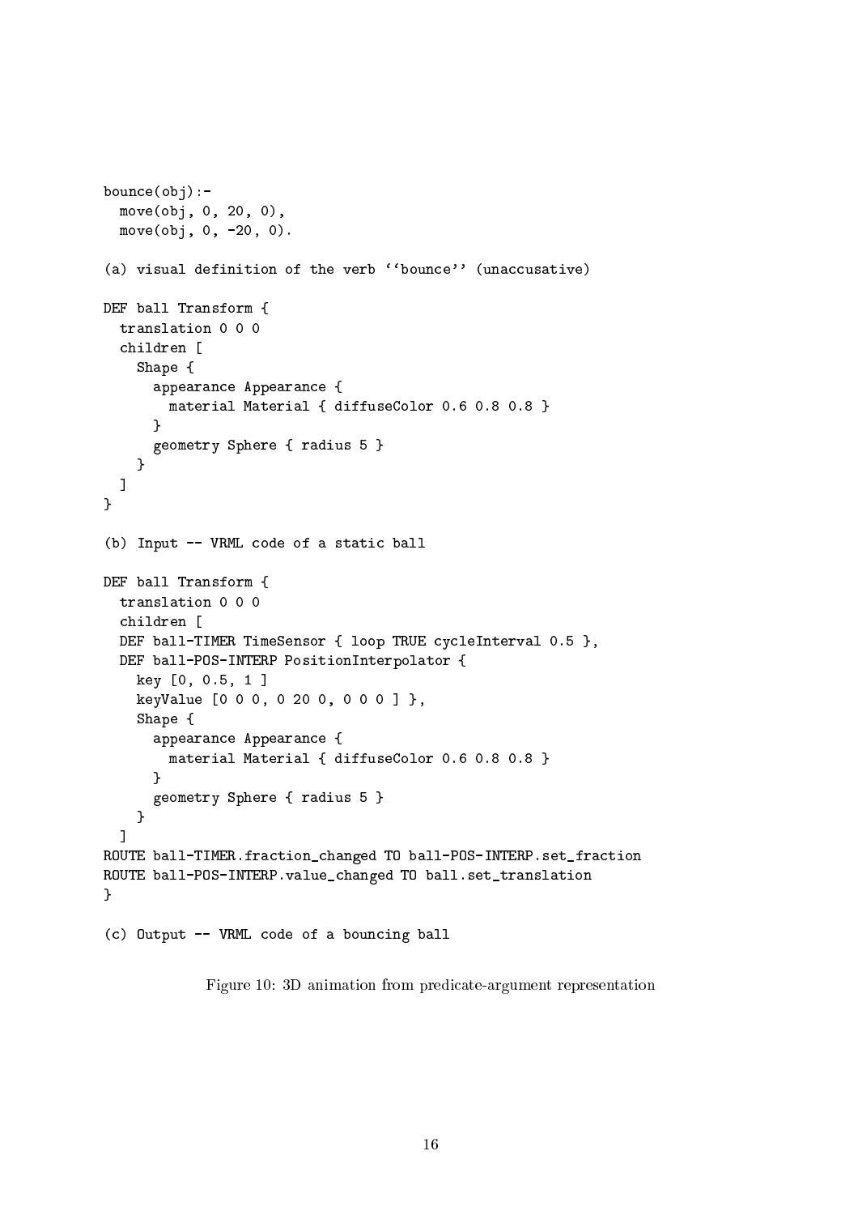```
bounce(obj):-
  move(obj, 0, 20, 0),
  move(obj, 0, -20, 0).
```

(a) visual definition of the verb ‘‘bounce’’ (unaccusative)

```
DEF ball Transform {
  translation 0 0 0
  children [
    Shape {
      appearance Appearance {
        material Material { diffuseColor 0.6 0.8 0.8 }
      }
      geometry Sphere { radius 5 }
    }
  ]
}
```

(b) Input -- VRML code of a static ball

```
DEF ball Transform {
  translation 0 0 0
  children [
  DEF ball-TIMER TimeSensor { loop TRUE cycleInterval 0.5 },
  DEF ball-POS-INTERP PositionInterpolator {
    key [0, 0.5, 1 ]
    keyValue [0 0 0, 0 20 0, 0 0 0 ] },
    Shape {
      appearance Appearance {
        material Material { diffuseColor 0.6 0.8 0.8 }
      }
      geometry Sphere { radius 5 }
    }
  ]
ROUTE ball-TIMER.fraction_changed TO ball-POS-INTERP.set_fraction
ROUTE ball-POS-INTERP.value_changed TO ball.set_translation
}
```

(c) Output -- VRML code of a bouncing ball

Figure 10: 3D animation from predicate-argument representation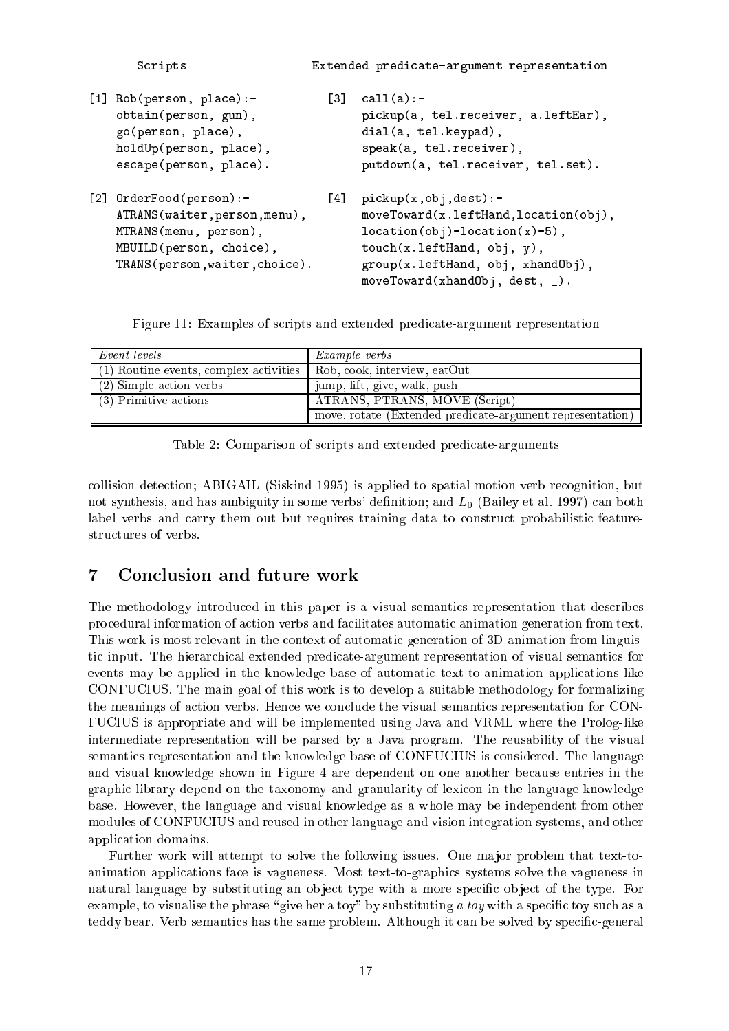```
Scripts                                  Extended predicate-argument representation

[1] Rob(person, place):-                 [3] call(a):-
    obtain(person, gun),                     pickup(a, tel.receiver, a.leftEar),
    go(person, place),                       dial(a, tel.keypad),
    holdUp(person, place),                   speak(a, tel.receiver),
    escape(person, place).                   putdown(a, tel.receiver, tel.set).

[2] OrderFood(person):-                  [4] pickup(x,obj,dest):-
    ATRANS(waiter,person,menu),              moveToward(x.leftHand,location(obj),
    MTRANS(menu, person),                    location(obj)-location(x)-5),
    MBUILD(person, choice),                  touch(x.leftHand, obj, y),
    TRANS(person,waiter,choice).             group(x.leftHand, obj, xhandObj),
                                             moveToward(xhandObj, dest, _).
```

Figure 11: Examples of scripts and extended predicate-argument representation

| *Event levels* | *Example verbs* |
|---|---|
| (1) Routine events, complex activities | Rob, cook, interview, eatOut |
| (2) Simple action verbs | jump, lift, give, walk, push |
| (3) Primitive actions | ATRANS, PTRANS, MOVE (Script) |
| | move, rotate (Extended predicate-argument representation) |

Table 2: Comparison of scripts and extended predicate-arguments

collision detection; ABIGAIL (Siskind 1995) is applied to spatial motion verb recognition, but not synthesis, and has ambiguity in some verbs' definition; and $L_0$ (Bailey et al. 1997) can both label verbs and carry them out but requires training data to construct probabilistic feature-structures of verbs.

## 7 Conclusion and future work

The methodology introduced in this paper is a visual semantics representation that describes procedural information of action verbs and facilitates automatic animation generation from text. This work is most relevant in the context of automatic generation of 3D animation from linguistic input. The hierarchical extended predicate-argument representation of visual semantics for events may be applied in the knowledge base of automatic text-to-animation applications like CONFUCIUS. The main goal of this work is to develop a suitable methodology for formalizing the meanings of action verbs. Hence we conclude the visual semantics representation for CONFUCIUS is appropriate and will be implemented using Java and VRML where the Prolog-like intermediate representation will be parsed by a Java program. The reusability of the visual semantics representation and the knowledge base of CONFUCIUS is considered. The language and visual knowledge shown in Figure 4 are dependent on one another because entries in the graphic library depend on the taxonomy and granularity of lexicon in the language knowledge base. However, the language and visual knowledge as a whole may be independent from other modules of CONFUCIUS and reused in other language and vision integration systems, and other application domains.

Further work will attempt to solve the following issues. One major problem that text-to-animation applications face is vagueness. Most text-to-graphics systems solve the vagueness in natural language by substituting an object type with a more specific object of the type. For example, to visualise the phrase "give her a toy" by substituting *a toy* with a specific toy such as a teddy bear. Verb semantics has the same problem. Although it can be solved by specific-general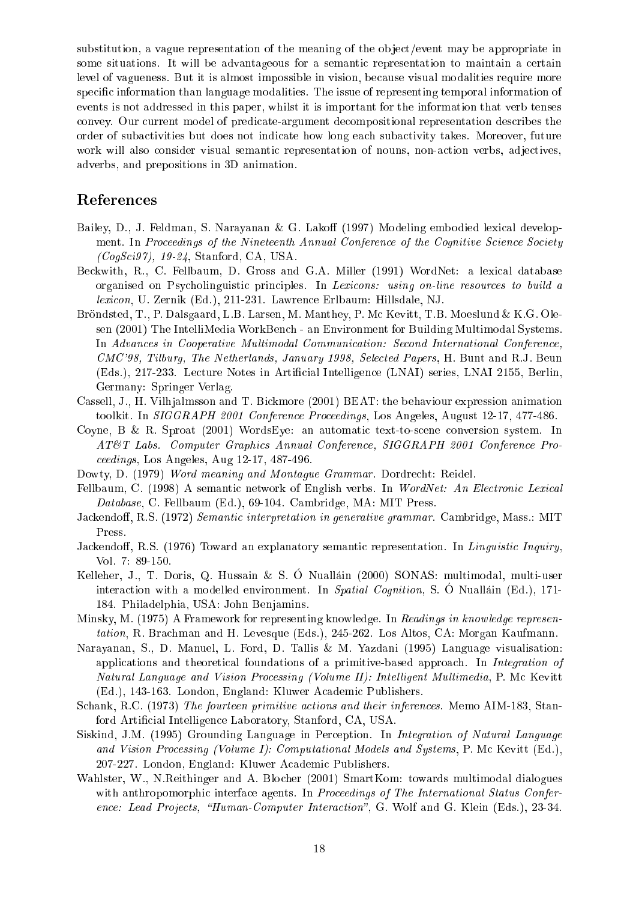substitution, a vague representation of the meaning of the object/event may be appropriate in some situations. It will be advantageous for a semantic representation to maintain a certain level of vagueness. But it is almost impossible in vision, because visual modalities require more specific information than language modalities. The issue of representing temporal information of events is not addressed in this paper, whilst it is important for the information that verb tenses convey. Our current model of predicate-argument decompositional representation describes the order of subactivities but does not indicate how long each subactivity takes. Moreover, future work will also consider visual semantic representation of nouns, non-action verbs, adjectives, adverbs, and prepositions in 3D animation.

## References

Bailey, D., J. Feldman, S. Narayanan & G. Lakoff (1997) Modeling embodied lexical development. In *Proceedings of the Nineteenth Annual Conference of the Cognitive Science Society (CogSci97), 19-24*, Stanford, CA, USA.

Beckwith, R., C. Fellbaum, D. Gross and G.A. Miller (1991) WordNet: a lexical database organised on Psycholinguistic principles. In *Lexicons: using on-line resources to build a lexicon*, U. Zernik (Ed.), 211-231. Lawrence Erlbaum: Hillsdale, NJ.

Bröndsted, T., P. Dalsgaard, L.B. Larsen, M. Manthey, P. Mc Kevitt, T.B. Moeslund & K.G. Olesen (2001) The IntelliMedia WorkBench - an Environment for Building Multimodal Systems. In *Advances in Cooperative Multimodal Communication: Second International Conference, CMC'98, Tilburg, The Netherlands, January 1998, Selected Papers*, H. Bunt and R.J. Beun (Eds.), 217-233. Lecture Notes in Artificial Intelligence (LNAI) series, LNAI 2155, Berlin, Germany: Springer Verlag.

Cassell, J., H. Vilhjalmsson and T. Bickmore (2001) BEAT: the behaviour expression animation toolkit. In *SIGGRAPH 2001 Conference Proceedings*, Los Angeles, August 12-17, 477-486.

Coyne, B & R. Sproat (2001) WordsEye: an automatic text-to-scene conversion system. In *AT&T Labs. Computer Graphics Annual Conference, SIGGRAPH 2001 Conference Proceedings*, Los Angeles, Aug 12-17, 487-496.

Dowty, D. (1979) *Word meaning and Montague Grammar*. Dordrecht: Reidel.

Fellbaum, C. (1998) A semantic network of English verbs. In *WordNet: An Electronic Lexical Database*, C. Fellbaum (Ed.), 69-104. Cambridge, MA: MIT Press.

Jackendoff, R.S. (1972) *Semantic interpretation in generative grammar*. Cambridge, Mass.: MIT Press.

Jackendoff, R.S. (1976) Toward an explanatory semantic representation. In *Linguistic Inquiry*, Vol. 7: 89-150.

Kelleher, J., T. Doris, Q. Hussain & S. Ó Nualláin (2000) SONAS: multimodal, multi-user interaction with a modelled environment. In *Spatial Cognition*, S. Ó Nualláin (Ed.), 171-184. Philadelphia, USA: John Benjamins.

Minsky, M. (1975) A Framework for representing knowledge. In *Readings in knowledge representation*, R. Brachman and H. Levesque (Eds.), 245-262. Los Altos, CA: Morgan Kaufmann.

Narayanan, S., D. Manuel, L. Ford, D. Tallis & M. Yazdani (1995) Language visualisation: applications and theoretical foundations of a primitive-based approach. In *Integration of Natural Language and Vision Processing (Volume II): Intelligent Multimedia*, P. Mc Kevitt (Ed.), 143-163. London, England: Kluwer Academic Publishers.

Schank, R.C. (1973) *The fourteen primitive actions and their inferences*. Memo AIM-183, Stanford Artificial Intelligence Laboratory, Stanford, CA, USA.

Siskind, J.M. (1995) Grounding Language in Perception. In *Integration of Natural Language and Vision Processing (Volume I): Computational Models and Systems*, P. Mc Kevitt (Ed.), 207-227. London, England: Kluwer Academic Publishers.

Wahlster, W., N.Reithinger and A. Blocher (2001) SmartKom: towards multimodal dialogues with anthropomorphic interface agents. In *Proceedings of The International Status Conference: Lead Projects, "Human-Computer Interaction"*, G. Wolf and G. Klein (Eds.), 23-34.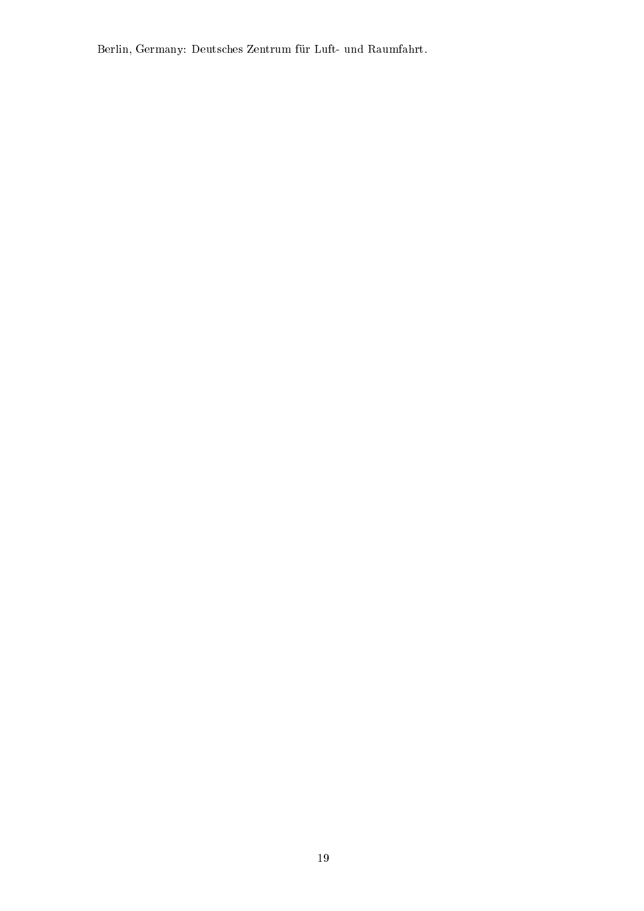Berlin, Germany: Deutsches Zentrum für Luft- und Raumfahrt.